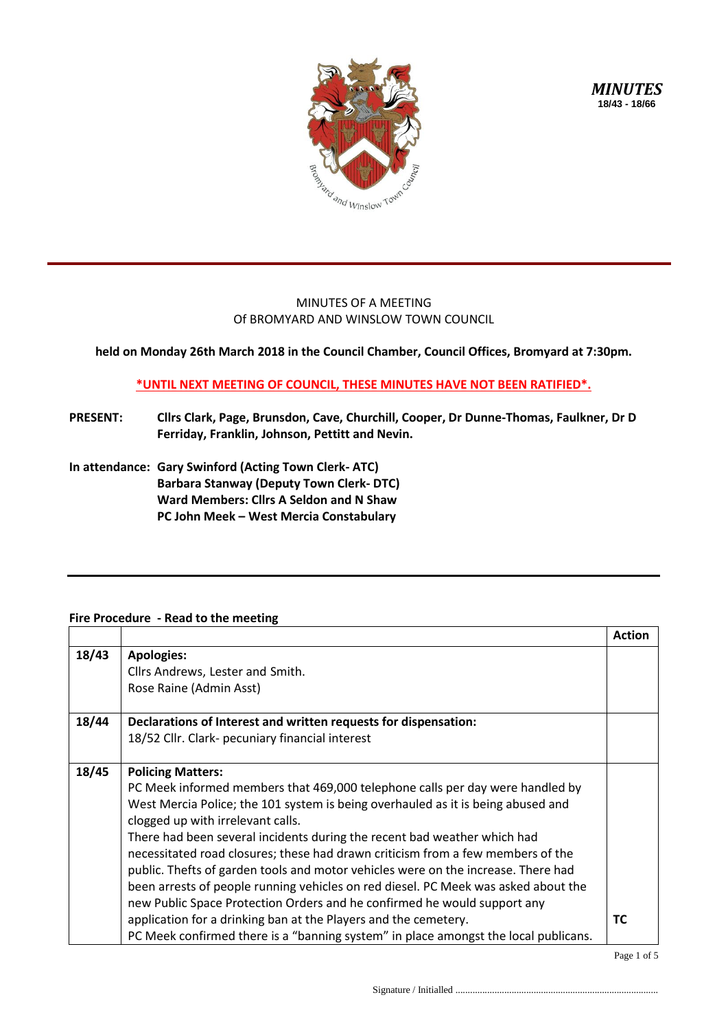***MINUTES***
**18/43 - 18/66**

MINUTES OF A MEETING
Of BROMYARD AND WINSLOW TOWN COUNCIL

**held on Monday 26th March 2018 in the Council Chamber, Council Offices, Bromyard at 7:30pm.**

**\*UNTIL NEXT MEETING OF COUNCIL, THESE MINUTES HAVE NOT BEEN RATIFIED\*.**

**PRESENT:** **Cllrs Clark, Page, Brunsdon, Cave, Churchill, Cooper, Dr Dunne-Thomas, Faulkner, Dr D Ferriday, Franklin, Johnson, Pettitt and Nevin.**

**In attendance:** **Gary Swinford (Acting Town Clerk- ATC)**
**Barbara Stanway (Deputy Town Clerk- DTC)**
**Ward Members: Cllrs A Seldon and N Shaw**
**PC John Meek – West Mercia Constabulary**

**Fire Procedure - Read to the meeting**

| | | **Action** |
|---|---|---|
| **18/43** | **Apologies:**<br>Cllrs Andrews, Lester and Smith.<br>Rose Raine (Admin Asst) | |
| **18/44** | **Declarations of Interest and written requests for dispensation:**<br>18/52 Cllr. Clark- pecuniary financial interest | |
| **18/45** | **Policing Matters:**<br>PC Meek informed members that 469,000 telephone calls per day were handled by West Mercia Police; the 101 system is being overhauled as it is being abused and clogged up with irrelevant calls.<br>There had been several incidents during the recent bad weather which had necessitated road closures; these had drawn criticism from a few members of the public. Thefts of garden tools and motor vehicles were on the increase. There had been arrests of people running vehicles on red diesel. PC Meek was asked about the new Public Space Protection Orders and he confirmed he would support any application for a drinking ban at the Players and the cemetery.<br>PC Meek confirmed there is a "banning system" in place amongst the local publicans. | **TC** |

Signature / Initialled ..................................................................................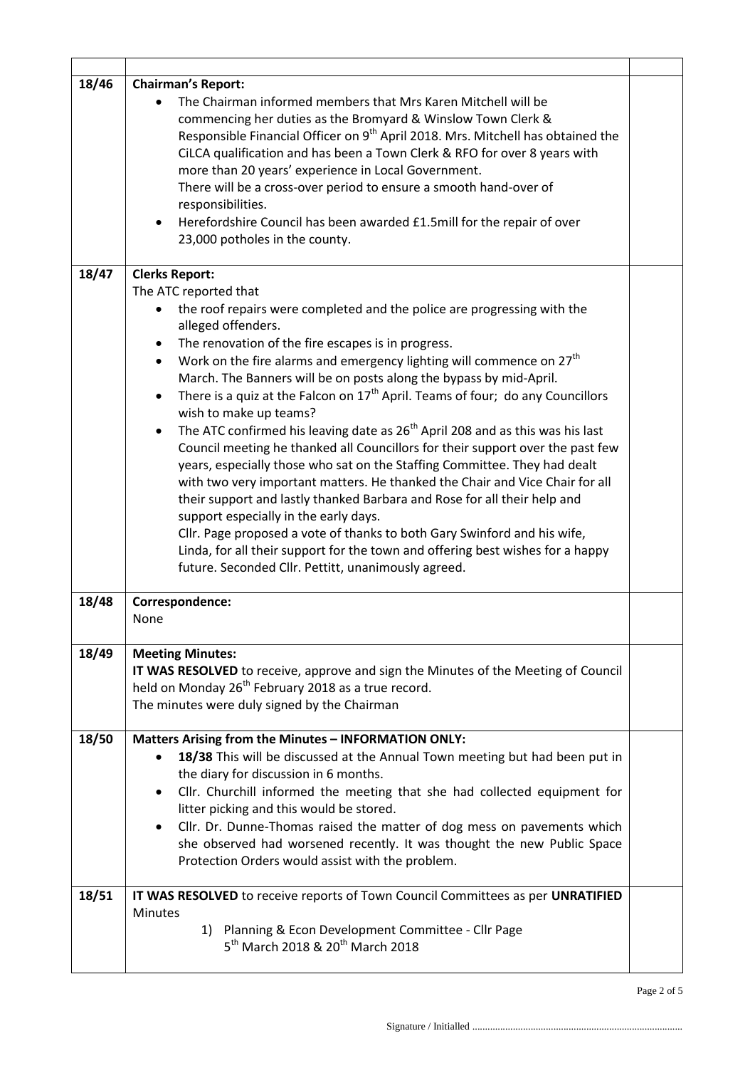| | | |
|---|---|---|
| 18/46 | **Chairman's Report:**<br>• The Chairman informed members that Mrs Karen Mitchell will be commencing her duties as the Bromyard & Winslow Town Clerk & Responsible Financial Officer on 9th April 2018. Mrs. Mitchell has obtained the CiLCA qualification and has been a Town Clerk & RFO for over 8 years with more than 20 years' experience in Local Government.<br>There will be a cross-over period to ensure a smooth hand-over of responsibilities.<br>• Herefordshire Council has been awarded £1.5mill for the repair of over 23,000 potholes in the county. | |
| 18/47 | **Clerks Report:**<br>The ATC reported that<br>• the roof repairs were completed and the police are progressing with the alleged offenders.<br>• The renovation of the fire escapes is in progress.<br>• Work on the fire alarms and emergency lighting will commence on 27th March. The Banners will be on posts along the bypass by mid-April.<br>• There is a quiz at the Falcon on 17th April. Teams of four; do any Councillors wish to make up teams?<br>• The ATC confirmed his leaving date as 26th April 208 and as this was his last Council meeting he thanked all Councillors for their support over the past few years, especially those who sat on the Staffing Committee. They had dealt with two very important matters. He thanked the Chair and Vice Chair for all their support and lastly thanked Barbara and Rose for all their help and support especially in the early days.<br>Cllr. Page proposed a vote of thanks to both Gary Swinford and his wife, Linda, for all their support for the town and offering best wishes for a happy future. Seconded Cllr. Pettitt, unanimously agreed. | |
| 18/48 | **Correspondence:**<br>None | |
| 18/49 | **Meeting Minutes:**<br>**IT WAS RESOLVED** to receive, approve and sign the Minutes of the Meeting of Council held on Monday 26th February 2018 as a true record.<br>The minutes were duly signed by the Chairman | |
| 18/50 | **Matters Arising from the Minutes – INFORMATION ONLY:**<br>• **18/38** This will be discussed at the Annual Town meeting but had been put in the diary for discussion in 6 months.<br>• Cllr. Churchill informed the meeting that she had collected equipment for litter picking and this would be stored.<br>• Cllr. Dr. Dunne-Thomas raised the matter of dog mess on pavements which she observed had worsened recently. It was thought the new Public Space Protection Orders would assist with the problem. | |
| 18/51 | **IT WAS RESOLVED** to receive reports of Town Council Committees as per **UNRATIFIED** Minutes<br>1) Planning & Econ Development Committee - Cllr Page<br>5th March 2018 & 20th March 2018 | |

Signature / Initialled ..................................................................................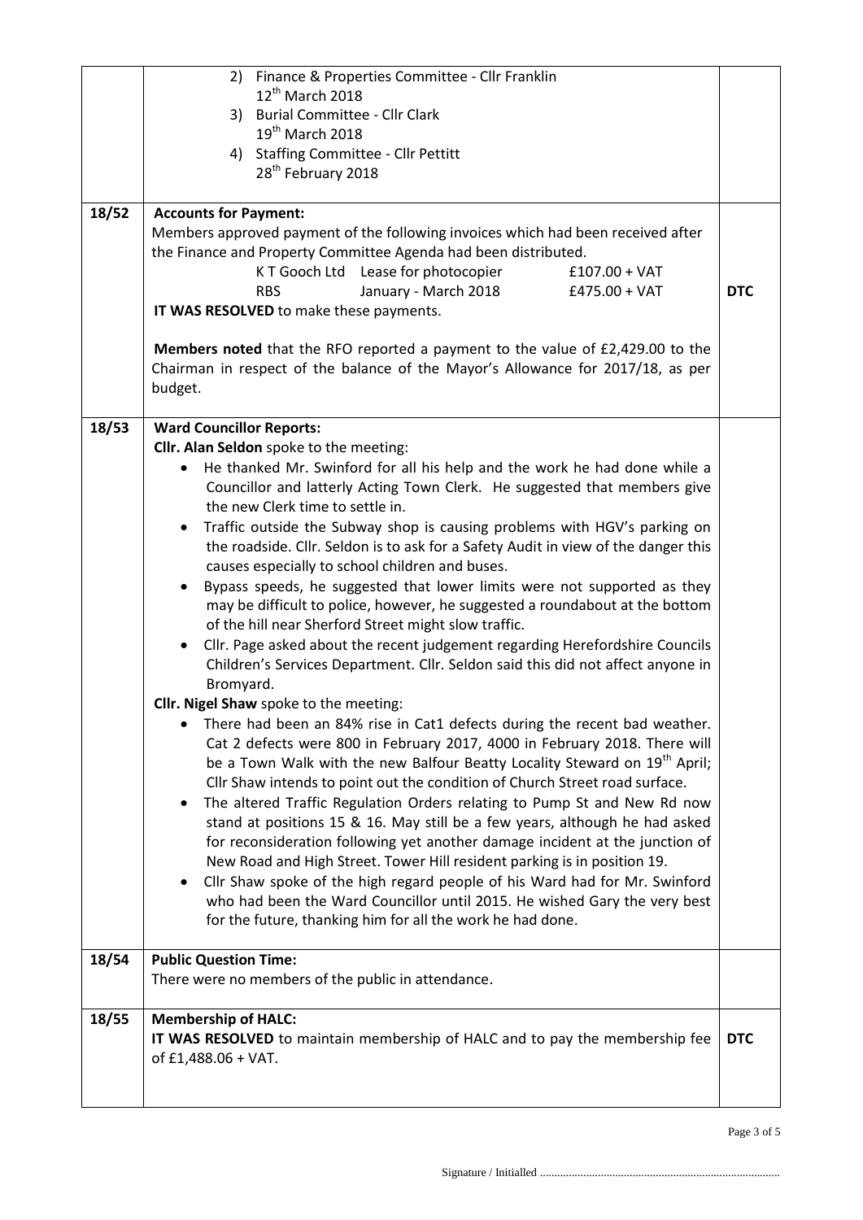| | | |
|---|---|---|
| | 2) Finance & Properties Committee - Cllr Franklin<br>12th March 2018<br>3) Burial Committee - Cllr Clark<br>19th March 2018<br>4) Staffing Committee - Cllr Pettitt<br>28th February 2018 | |
| 18/52 | **Accounts for Payment:**<br>Members approved payment of the following invoices which had been received after the Finance and Property Committee Agenda had been distributed.<br>K T Gooch Ltd — Lease for photocopier — £107.00 + VAT<br>RBS — January - March 2018 — £475.00 + VAT<br>**IT WAS RESOLVED** to make these payments.<br><br>**Members noted** that the RFO reported a payment to the value of £2,429.00 to the Chairman in respect of the balance of the Mayor's Allowance for 2017/18, as per budget. | **DTC** |
| 18/53 | **Ward Councillor Reports:**<br>**Cllr. Alan Seldon** spoke to the meeting:<br>• He thanked Mr. Swinford for all his help and the work he had done while a Councillor and latterly Acting Town Clerk. He suggested that members give the new Clerk time to settle in.<br>• Traffic outside the Subway shop is causing problems with HGV's parking on the roadside. Cllr. Seldon is to ask for a Safety Audit in view of the danger this causes especially to school children and buses.<br>• Bypass speeds, he suggested that lower limits were not supported as they may be difficult to police, however, he suggested a roundabout at the bottom of the hill near Sherford Street might slow traffic.<br>• Cllr. Page asked about the recent judgement regarding Herefordshire Councils Children's Services Department. Cllr. Seldon said this did not affect anyone in Bromyard.<br>**Cllr. Nigel Shaw** spoke to the meeting:<br>• There had been an 84% rise in Cat1 defects during the recent bad weather. Cat 2 defects were 800 in February 2017, 4000 in February 2018. There will be a Town Walk with the new Balfour Beatty Locality Steward on 19th April; Cllr Shaw intends to point out the condition of Church Street road surface.<br>• The altered Traffic Regulation Orders relating to Pump St and New Rd now stand at positions 15 & 16. May still be a few years, although he had asked for reconsideration following yet another damage incident at the junction of New Road and High Street. Tower Hill resident parking is in position 19.<br>• Cllr Shaw spoke of the high regard people of his Ward had for Mr. Swinford who had been the Ward Councillor until 2015. He wished Gary the very best for the future, thanking him for all the work he had done. | |
| 18/54 | **Public Question Time:**<br>There were no members of the public in attendance. | |
| 18/55 | **Membership of HALC:**<br>**IT WAS RESOLVED** to maintain membership of HALC and to pay the membership fee of £1,488.06 + VAT. | **DTC** |

Signature / Initialled ..................................................................................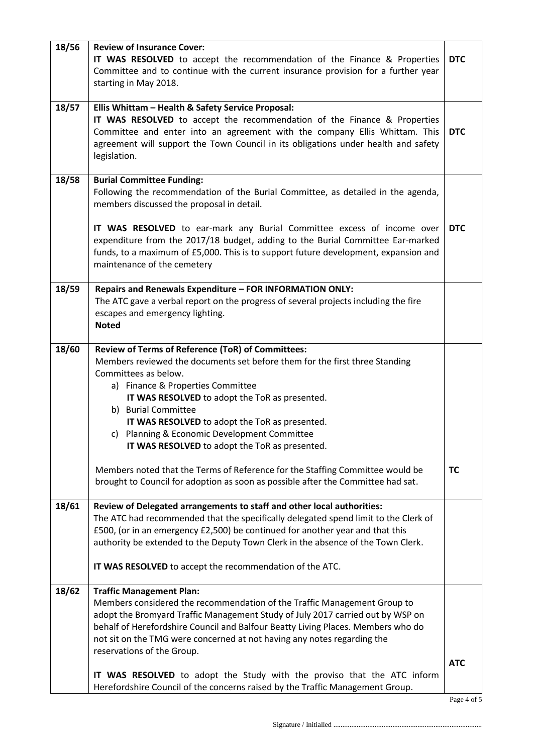| | | |
|---|---|---|
| 18/56 | **Review of Insurance Cover:**<br>**IT WAS RESOLVED** to accept the recommendation of the Finance & Properties Committee and to continue with the current insurance provision for a further year starting in May 2018. | **DTC** |
| 18/57 | **Ellis Whittam – Health & Safety Service Proposal:**<br>**IT WAS RESOLVED** to accept the recommendation of the Finance & Properties Committee and enter into an agreement with the company Ellis Whittam. This agreement will support the Town Council in its obligations under health and safety legislation. | **DTC** |
| 18/58 | **Burial Committee Funding:**<br>Following the recommendation of the Burial Committee, as detailed in the agenda, members discussed the proposal in detail.<br><br>**IT WAS RESOLVED** to ear-mark any Burial Committee excess of income over expenditure from the 2017/18 budget, adding to the Burial Committee Ear-marked funds, to a maximum of £5,000. This is to support future development, expansion and maintenance of the cemetery | **DTC** |
| 18/59 | **Repairs and Renewals Expenditure – FOR INFORMATION ONLY:**<br>The ATC gave a verbal report on the progress of several projects including the fire escapes and emergency lighting.<br>**Noted** | |
| 18/60 | **Review of Terms of Reference (ToR) of Committees:**<br>Members reviewed the documents set before them for the first three Standing Committees as below.<br>a) Finance & Properties Committee<br>**IT WAS RESOLVED** to adopt the ToR as presented.<br>b) Burial Committee<br>**IT WAS RESOLVED** to adopt the ToR as presented.<br>c) Planning & Economic Development Committee<br>**IT WAS RESOLVED** to adopt the ToR as presented.<br><br>Members noted that the Terms of Reference for the Staffing Committee would be brought to Council for adoption as soon as possible after the Committee had sat. | **TC** |
| 18/61 | **Review of Delegated arrangements to staff and other local authorities:**<br>The ATC had recommended that the specifically delegated spend limit to the Clerk of £500, (or in an emergency £2,500) be continued for another year and that this authority be extended to the Deputy Town Clerk in the absence of the Town Clerk.<br><br>**IT WAS RESOLVED** to accept the recommendation of the ATC. | |
| 18/62 | **Traffic Management Plan:**<br>Members considered the recommendation of the Traffic Management Group to adopt the Bromyard Traffic Management Study of July 2017 carried out by WSP on behalf of Herefordshire Council and Balfour Beatty Living Places. Members who do not sit on the TMG were concerned at not having any notes regarding the reservations of the Group.<br><br>**IT WAS RESOLVED** to adopt the Study with the proviso that the ATC inform Herefordshire Council of the concerns raised by the Traffic Management Group. | **ATC** |

Signature / Initialled ..................................................................................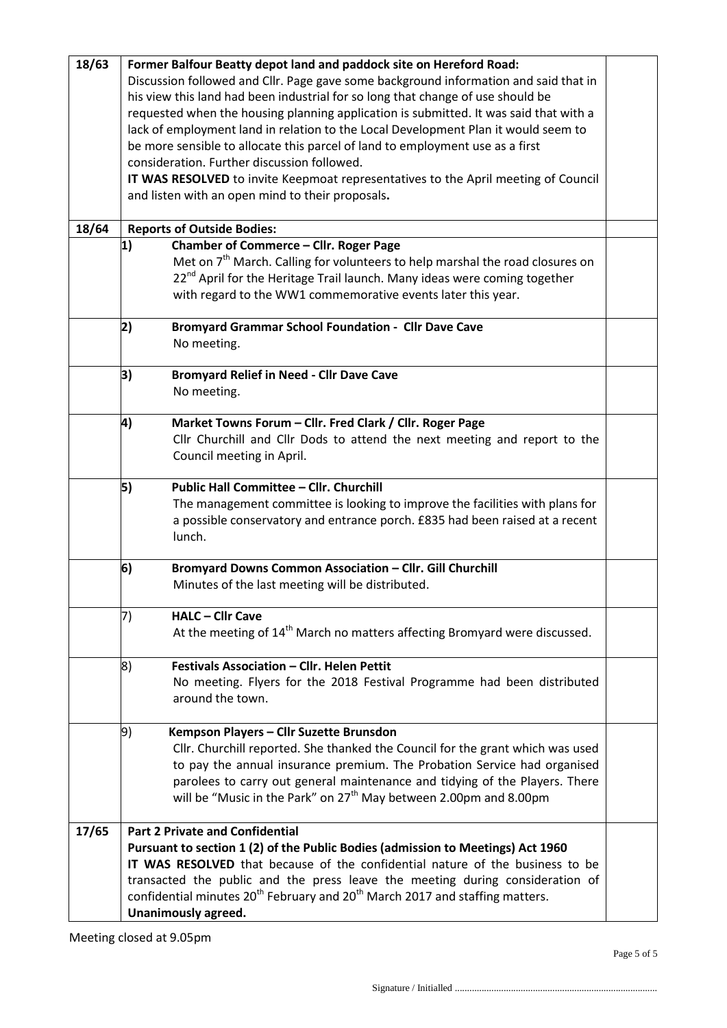| | | |
|---|---|---|
| 18/63 | **Former Balfour Beatty depot land and paddock site on Hereford Road:**<br>Discussion followed and Cllr. Page gave some background information and said that in his view this land had been industrial for so long that change of use should be requested when the housing planning application is submitted. It was said that with a lack of employment land in relation to the Local Development Plan it would seem to be more sensible to allocate this parcel of land to employment use as a first consideration. Further discussion followed.<br>**IT WAS RESOLVED** to invite Keepmoat representatives to the April meeting of Council and listen with an open mind to their proposals**.** | |
| 18/64 | **Reports of Outside Bodies:** | |
| | **1) Chamber of Commerce – Cllr. Roger Page**<br>Met on 7th March. Calling for volunteers to help marshal the road closures on 22nd April for the Heritage Trail launch. Many ideas were coming together with regard to the WW1 commemorative events later this year. | |
| | **2) Bromyard Grammar School Foundation - Cllr Dave Cave**<br>No meeting. | |
| | **3) Bromyard Relief in Need - Cllr Dave Cave**<br>No meeting. | |
| | **4) Market Towns Forum – Cllr. Fred Clark / Cllr. Roger Page**<br>Cllr Churchill and Cllr Dods to attend the next meeting and report to the Council meeting in April. | |
| | **5) Public Hall Committee – Cllr. Churchill**<br>The management committee is looking to improve the facilities with plans for a possible conservatory and entrance porch. £835 had been raised at a recent lunch. | |
| | **6) Bromyard Downs Common Association – Cllr. Gill Churchill**<br>Minutes of the last meeting will be distributed. | |
| | 7) **HALC – Cllr Cave**<br>At the meeting of 14th March no matters affecting Bromyard were discussed. | |
| | 8) **Festivals Association – Cllr. Helen Pettit**<br>No meeting. Flyers for the 2018 Festival Programme had been distributed around the town. | |
| | 9) **Kempson Players – Cllr Suzette Brunsdon**<br>Cllr. Churchill reported. She thanked the Council for the grant which was used to pay the annual insurance premium. The Probation Service had organised parolees to carry out general maintenance and tidying of the Players. There will be "Music in the Park" on 27th May between 2.00pm and 8.00pm | |
| 17/65 | **Part 2 Private and Confidential**<br>**Pursuant to section 1 (2) of the Public Bodies (admission to Meetings) Act 1960**<br>**IT WAS RESOLVED** that because of the confidential nature of the business to be transacted the public and the press leave the meeting during consideration of confidential minutes 20th February and 20th March 2017 and staffing matters.<br>**Unanimously agreed.** | |

Meeting closed at 9.05pm

Signature / Initialled ..................................................................................